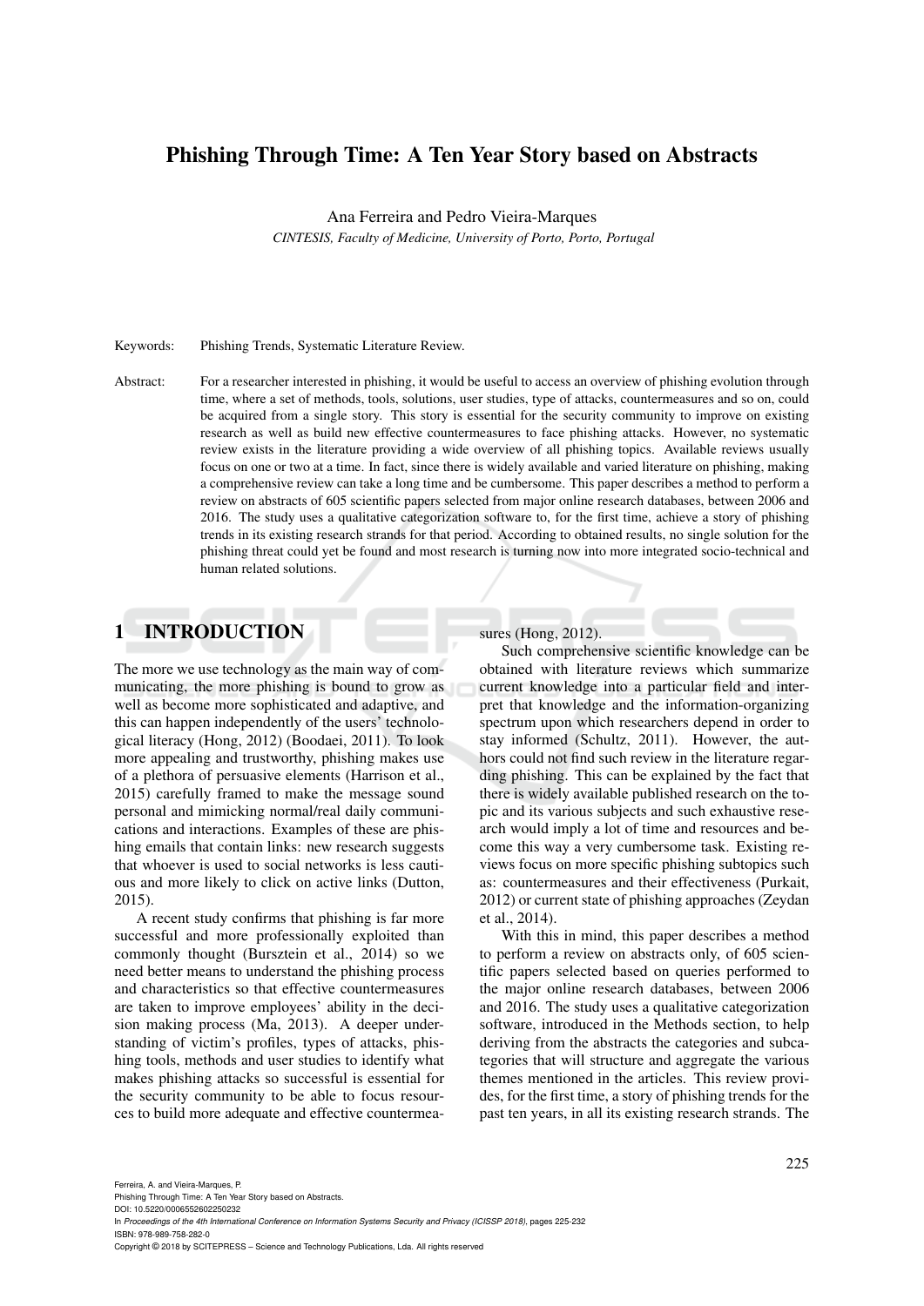# Phishing Through Time: A Ten Year Story based on Abstracts

Ana Ferreira and Pedro Vieira-Marques

*CINTESIS, Faculty of Medicine, University of Porto, Porto, Portugal*

Keywords: Phishing Trends, Systematic Literature Review.

Abstract: For a researcher interested in phishing, it would be useful to access an overview of phishing evolution through time, where a set of methods, tools, solutions, user studies, type of attacks, countermeasures and so on, could be acquired from a single story. This story is essential for the security community to improve on existing research as well as build new effective countermeasures to face phishing attacks. However, no systematic review exists in the literature providing a wide overview of all phishing topics. Available reviews usually focus on one or two at a time. In fact, since there is widely available and varied literature on phishing, making a comprehensive review can take a long time and be cumbersome. This paper describes a method to perform a review on abstracts of 605 scientific papers selected from major online research databases, between 2006 and 2016. The study uses a qualitative categorization software to, for the first time, achieve a story of phishing trends in its existing research strands for that period. According to obtained results, no single solution for the phishing threat could yet be found and most research is turning now into more integrated socio-technical and human related solutions.

## 1 INTRODUCTION

The more we use technology as the main way of communicating, the more phishing is bound to grow as well as become more sophisticated and adaptive, and this can happen independently of the users' technological literacy (Hong, 2012) (Boodaei, 2011). To look more appealing and trustworthy, phishing makes use of a plethora of persuasive elements (Harrison et al., 2015) carefully framed to make the message sound personal and mimicking normal/real daily communications and interactions. Examples of these are phishing emails that contain links: new research suggests that whoever is used to social networks is less cautious and more likely to click on active links (Dutton, 2015).

A recent study confirms that phishing is far more successful and more professionally exploited than commonly thought (Bursztein et al., 2014) so we need better means to understand the phishing process and characteristics so that effective countermeasures are taken to improve employees' ability in the decision making process (Ma, 2013). A deeper understanding of victim's profiles, types of attacks, phishing tools, methods and user studies to identify what makes phishing attacks so successful is essential for the security community to be able to focus resources to build more adequate and effective countermeasures (Hong, 2012).

Such comprehensive scientific knowledge can be obtained with literature reviews which summarize current knowledge into a particular field and interpret that knowledge and the information-organizing spectrum upon which researchers depend in order to stay informed (Schultz, 2011). However, the authors could not find such review in the literature regarding phishing. This can be explained by the fact that there is widely available published research on the topic and its various subjects and such exhaustive research would imply a lot of time and resources and become this way a very cumbersome task. Existing reviews focus on more specific phishing subtopics such as: countermeasures and their effectiveness (Purkait, 2012) or current state of phishing approaches (Zeydan et al., 2014).

With this in mind, this paper describes a method to perform a review on abstracts only, of 605 scientific papers selected based on queries performed to the major online research databases, between 2006 and 2016. The study uses a qualitative categorization software, introduced in the Methods section, to help deriving from the abstracts the categories and subcategories that will structure and aggregate the various themes mentioned in the articles. This review provides, for the first time, a story of phishing trends for the past ten years, in all its existing research strands. The

Ferreira, A. and Vieira-Marques, P.
Phishing Through Time: A Ten Year Story based on Abstracts.
DOI: 10.5220/0006552602250232
In *Proceedings of the 4th International Conference on Information Systems Security and Privacy (ICISSP 2018)*, pages 225-232
ISBN: 978-989-758-282-0
Copyright © 2018 by SCITEPRESS – Science and Technology Publications, Lda. All rights reserved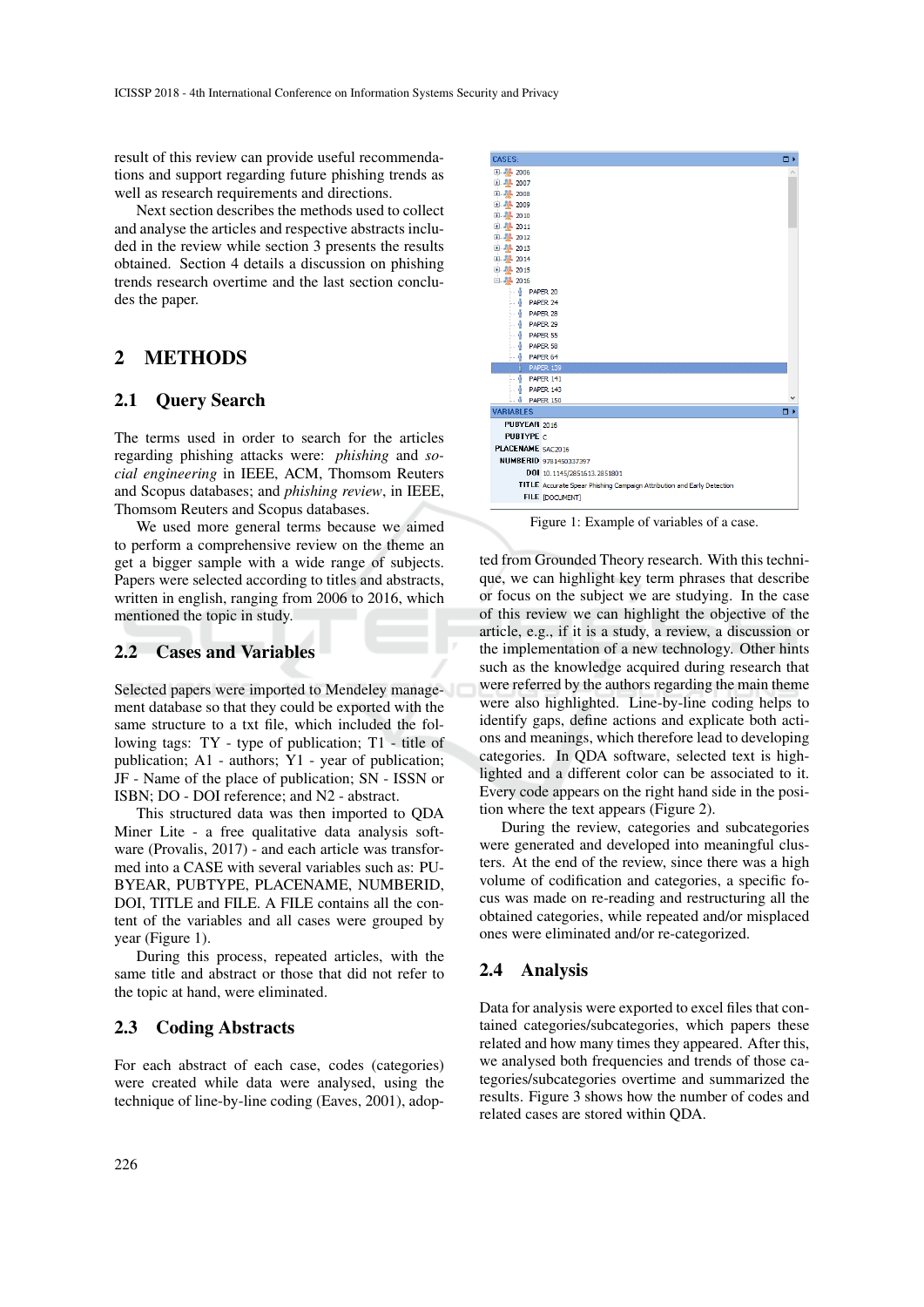result of this review can provide useful recommendations and support regarding future phishing trends as well as research requirements and directions.

Next section describes the methods used to collect and analyse the articles and respective abstracts included in the review while section 3 presents the results obtained. Section 4 details a discussion on phishing trends research overtime and the last section concludes the paper.

## 2 METHODS

### 2.1 Query Search

The terms used in order to search for the articles regarding phishing attacks were: *phishing* and *social engineering* in IEEE, ACM, Thomsom Reuters and Scopus databases; and *phishing review*, in IEEE, Thomsom Reuters and Scopus databases.

We used more general terms because we aimed to perform a comprehensive review on the theme an get a bigger sample with a wide range of subjects. Papers were selected according to titles and abstracts, written in english, ranging from 2006 to 2016, which mentioned the topic in study.

### 2.2 Cases and Variables

Selected papers were imported to Mendeley management database so that they could be exported with the same structure to a txt file, which included the following tags: TY - type of publication; T1 - title of publication; A1 - authors; Y1 - year of publication; JF - Name of the place of publication; SN - ISSN or ISBN; DO - DOI reference; and N2 - abstract.

This structured data was then imported to QDA Miner Lite - a free qualitative data analysis software (Provalis, 2017) - and each article was transformed into a CASE with several variables such as: PUBYEAR, PUBTYPE, PLACENAME, NUMBERID, DOI, TITLE and FILE. A FILE contains all the content of the variables and all cases were grouped by year (Figure 1).

During this process, repeated articles, with the same title and abstract or those that did not refer to the topic at hand, were eliminated.

### 2.3 Coding Abstracts

For each abstract of each case, codes (categories) were created while data were analysed, using the technique of line-by-line coding (Eaves, 2001), adopted from Grounded Theory research. With this technique, we can highlight key term phrases that describe or focus on the subject we are studying. In the case of this review we can highlight the objective of the article, e.g., if it is a study, a review, a discussion or the implementation of a new technology. Other hints such as the knowledge acquired during research that were referred by the authors regarding the main theme were also highlighted. Line-by-line coding helps to identify gaps, define actions and explicate both actions and meanings, which therefore lead to developing categories. In QDA software, selected text is highlighted and a different color can be associated to it. Every code appears on the right hand side in the position where the text appears (Figure 2).

Figure 1: Example of variables of a case.

During the review, categories and subcategories were generated and developed into meaningful clusters. At the end of the review, since there was a high volume of codification and categories, a specific focus was made on re-reading and restructuring all the obtained categories, while repeated and/or misplaced ones were eliminated and/or re-categorized.

### 2.4 Analysis

Data for analysis were exported to excel files that contained categories/subcategories, which papers these related and how many times they appeared. After this, we analysed both frequencies and trends of those categories/subcategories overtime and summarized the results. Figure 3 shows how the number of codes and related cases are stored within QDA.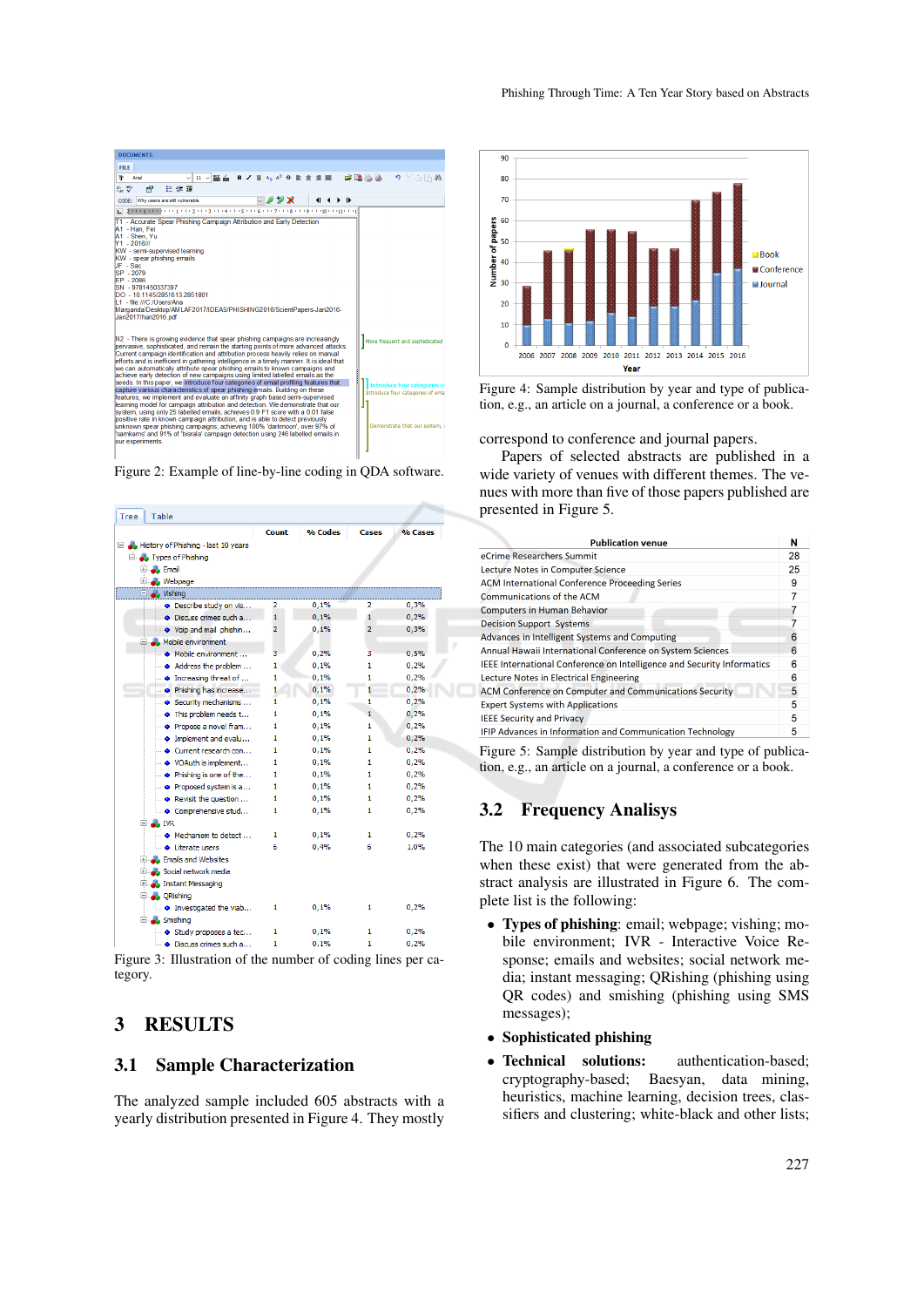Figure 2: Example of line-by-line coding in QDA software.

Figure 3: Illustration of the number of coding lines per category.

# 3 RESULTS

## 3.1 Sample Characterization

The analyzed sample included 605 abstracts with a yearly distribution presented in Figure 4. They mostly correspond to conference and journal papers.

Figure 4: Sample distribution by year and type of publication, e.g., an article on a journal, a conference or a book.

Papers of selected abstracts are published in a wide variety of venues with different themes. The venues with more than five of those papers published are presented in Figure 5.

| Publication venue | N |
|---|---|
| eCrime Researchers Summit | 28 |
| Lecture Notes in Computer Science | 25 |
| ACM International Conference Proceeding Series | 9 |
| Communications of the ACM | 7 |
| Computers in Human Behavior | 7 |
| Decision Support Systems | 7 |
| Advances in Intelligent Systems and Computing | 6 |
| Annual Hawaii International Conference on System Sciences | 6 |
| IEEE International Conference on Intelligence and Security Informatics | 6 |
| Lecture Notes in Electrical Engineering | 6 |
| ACM Conference on Computer and Communications Security | 5 |
| Expert Systems with Applications | 5 |
| IEEE Security and Privacy | 5 |
| IFIP Advances in Information and Communication Technology | 5 |

Figure 5: Sample distribution by year and type of publication, e.g., an article on a journal, a conference or a book.

## 3.2 Frequency Analisys

The 10 main categories (and associated subcategories when these exist) that were generated from the abstract analysis are illustrated in Figure 6. The complete list is the following:

- **Types of phishing**: email; webpage; vishing; mobile environment; IVR - Interactive Voice Response; emails and websites; social network media; instant messaging; QRishing (phishing using QR codes) and smishing (phishing using SMS messages);
- **Sophisticated phishing**
- **Technical solutions:** authentication-based; cryptography-based; Baesyan, data mining, heuristics, machine learning, decision trees, classifiers and clustering; white-black and other lists;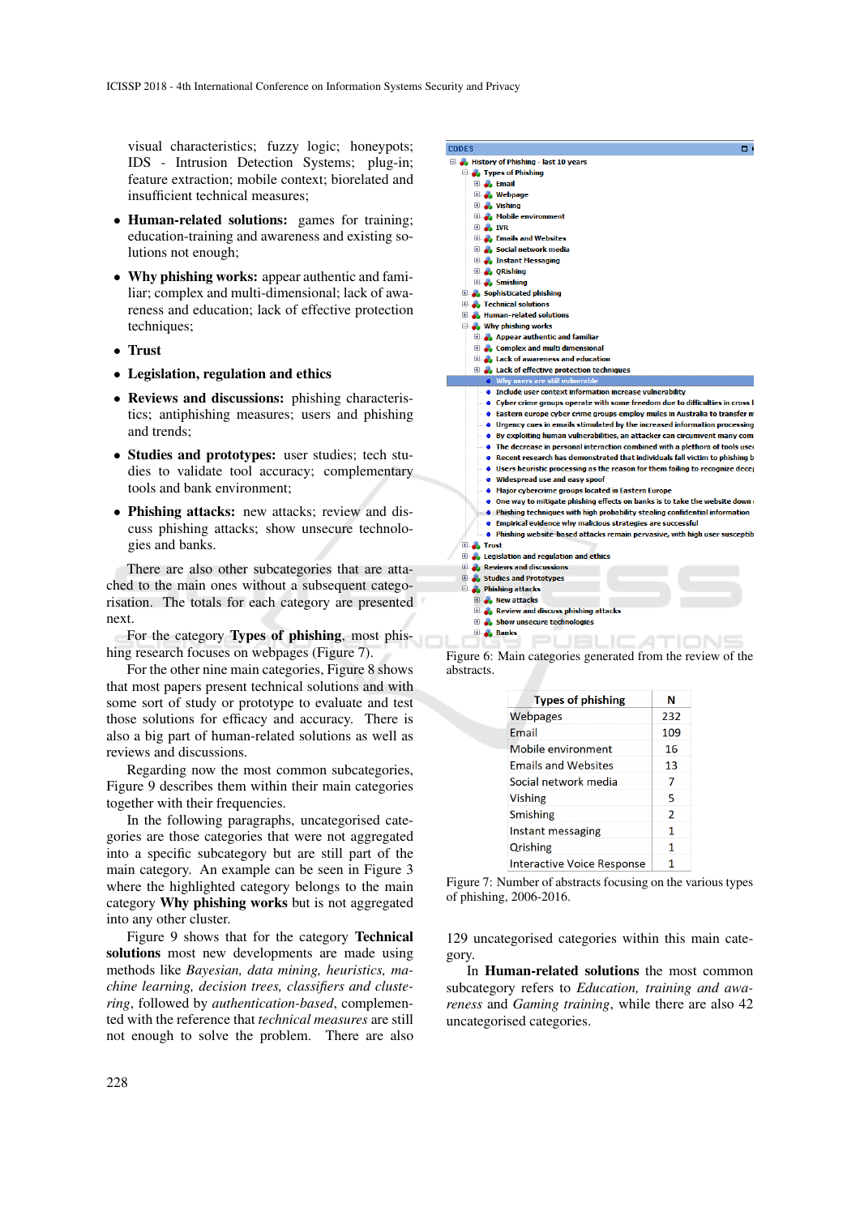visual characteristics; fuzzy logic; honeypots; IDS - Intrusion Detection Systems; plug-in; feature extraction; mobile context; biorelated and insufficient technical measures;

- **Human-related solutions:** games for training; education-training and awareness and existing solutions not enough;
- **Why phishing works:** appear authentic and familiar; complex and multi-dimensional; lack of awareness and education; lack of effective protection techniques;
- **Trust**
- **Legislation, regulation and ethics**
- **Reviews and discussions:** phishing characteristics; antiphishing measures; users and phishing and trends;
- **Studies and prototypes:** user studies; tech studies to validate tool accuracy; complementary tools and bank environment;
- **Phishing attacks:** new attacks; review and discuss phishing attacks; show unsecure technologies and banks.

There are also other subcategories that are attached to the main ones without a subsequent categorisation. The totals for each category are presented next.

For the category **Types of phishing**, most phishing research focuses on webpages (Figure 7).

For the other nine main categories, Figure 8 shows that most papers present technical solutions and with some sort of study or prototype to evaluate and test those solutions for efficacy and accuracy. There is also a big part of human-related solutions as well as reviews and discussions.

Regarding now the most common subcategories, Figure 9 describes them within their main categories together with their frequencies.

In the following paragraphs, uncategorised categories are those categories that were not aggregated into a specific subcategory but are still part of the main category. An example can be seen in Figure 3 where the highlighted category belongs to the main category **Why phishing works** but is not aggregated into any other cluster.

Figure 9 shows that for the category **Technical solutions** most new developments are made using methods like *Bayesian, data mining, heuristics, machine learning, decision trees, classifiers and clustering*, followed by *authentication-based*, complemented with the reference that *technical measures* are still not enough to solve the problem. There are also

CODES
- History of Phishing - last 10 years
  - Types of Phishing
    - Email
    - Webpage
    - Vishing
    - Mobile environment
    - IVR
    - Emails and Websites
    - Social network media
    - Instant Messaging
    - QRishing
    - Smishing
  - Sophisticated phishing
  - Technical solutions
  - Human-related solutions
  - Why phishing works
    - Appear authentic and familiar
    - Complex and multi dimensional
    - Lack of awareness and education
    - Lack of effective protection techniques
    - Why users are still vulnerable
    - Include user context information increase vulnerability
    - Cyber crime groups operate with some freedom due to difficulties in cross l
    - Eastern europe cyber crime groups employ mules in Australia to transfer m
    - Urgency cues in emails stimulated by the increased information processing
    - By exploiting human vulnerabilities, an attacker can circumvent many com
    - The decrease in personal interaction combined with a plethora of tools use
    - Recent research has demonstrated that individuals fall victim to phishing b
    - Users heuristic processing as the reason for them failing to recognize dece
    - Widespread use and easy spoof
    - Major cybercrime groups located in Eastern Europe
    - One way to mitigate phishing effects on banks is to take the website down
    - Phishing techniques with high probability stealing confidential information
    - Empirical evidence why malicious strategies are successful
    - Phishing website-based attacks remain pervasive, with high user susceptib
  - Trust
  - Legislation and regulation and ethics
  - Reviews and discussions
  - Studies and Prototypes
  - Phishing attacks
    - New attacks
    - Review and discuss phishing attacks
    - Show unsecure technologies
    - Banks

Figure 6: Main categories generated from the review of the abstracts.

| Types of phishing | N |
|---|---|
| Webpages | 232 |
| Email | 109 |
| Mobile environment | 16 |
| Emails and Websites | 13 |
| Social network media | 7 |
| Vishing | 5 |
| Smishing | 2 |
| Instant messaging | 1 |
| Qrishing | 1 |
| Interactive Voice Response | 1 |

Figure 7: Number of abstracts focusing on the various types of phishing, 2006-2016.

129 uncategorised categories within this main category.

In **Human-related solutions** the most common subcategory refers to *Education, training and awareness* and *Gaming training*, while there are also 42 uncategorised categories.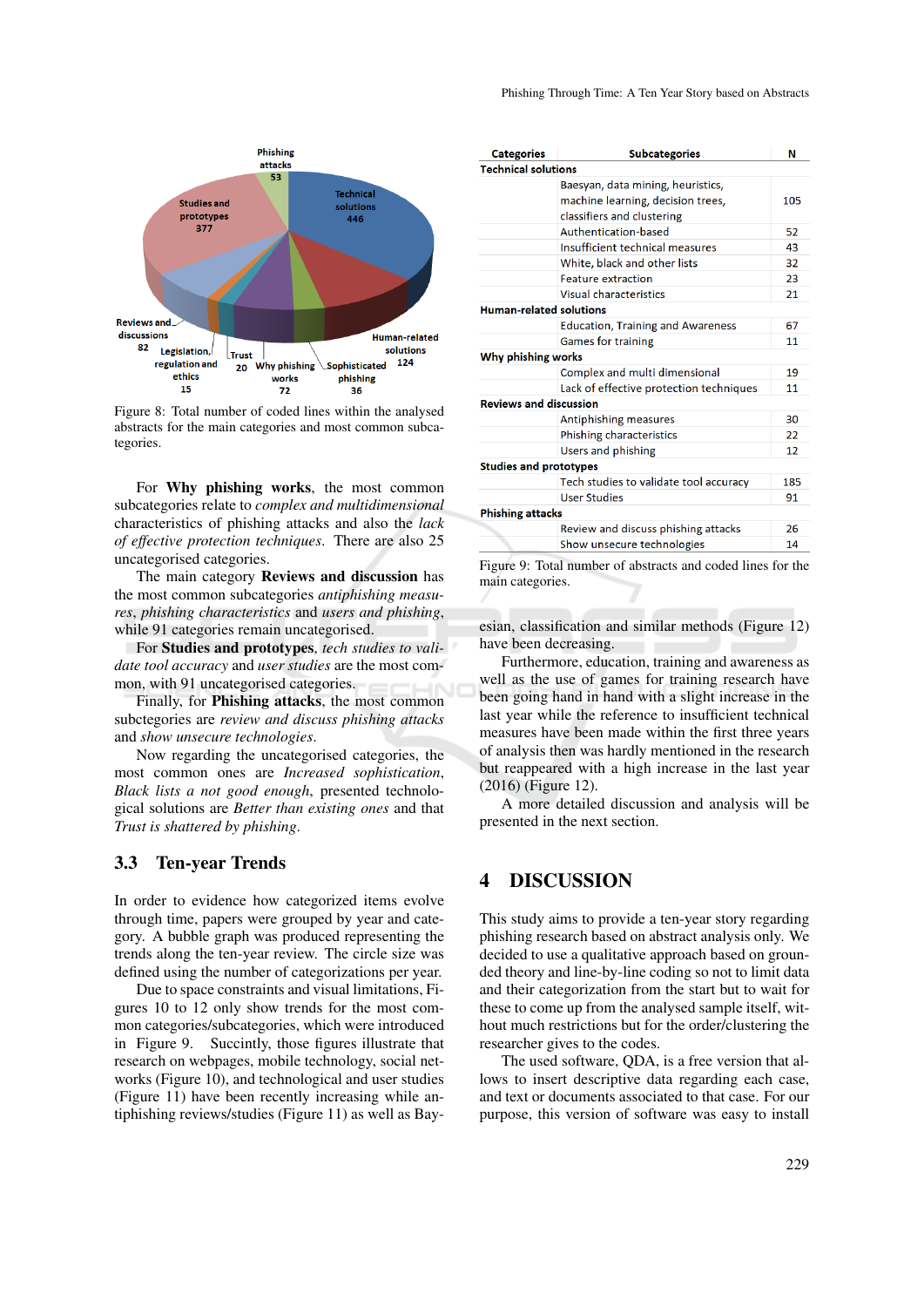Figure 8: Total number of coded lines within the analysed abstracts for the main categories and most common subcategories.

For **Why phishing works**, the most common subcategories relate to *complex and multidimensional* characteristics of phishing attacks and also the *lack of effective protection techniques*. There are also 25 uncategorised categories.

The main category **Reviews and discussion** has the most common subcategories *antiphishing measures*, *phishing characteristics* and *users and phishing*, while 91 categories remain uncategorised.

For **Studies and prototypes**, *tech studies to validate tool accuracy* and *user studies* are the most common, with 91 uncategorised categories.

Finally, for **Phishing attacks**, the most common subctegories are *review and discuss phishing attacks* and *show unsecure technologies*.

Now regarding the uncategorised categories, the most common ones are *Increased sophistication*, *Black lists a not good enough*, presented technological solutions are *Better than existing ones* and that *Trust is shattered by phishing*.

## 3.3 Ten-year Trends

In order to evidence how categorized items evolve through time, papers were grouped by year and category. A bubble graph was produced representing the trends along the ten-year review. The circle size was defined using the number of categorizations per year.

Due to space constraints and visual limitations, Figures 10 to 12 only show trends for the most common categories/subcategories, which were introduced in Figure 9. Succintly, those figures illustrate that research on webpages, mobile technology, social networks (Figure 10), and technological and user studies (Figure 11) have been recently increasing while antiphishing reviews/studies (Figure 11) as well as Bayesian, classification and similar methods (Figure 12) have been decreasing.

| Categories | Subcategories | N |
|---|---|---|
| **Technical solutions** | | |
| | Baesyan, data mining, heuristics, machine learning, decision trees, classifiers and clustering | 105 |
| | Authentication-based | 52 |
| | Insufficient technical measures | 43 |
| | White, black and other lists | 32 |
| | Feature extraction | 23 |
| | Visual characteristics | 21 |
| **Human-related solutions** | | |
| | Education, Training and Awareness | 67 |
| | Games for training | 11 |
| **Why phishing works** | | |
| | Complex and multi dimensional | 19 |
| | Lack of effective protection techniques | 11 |
| **Reviews and discussion** | | |
| | Antiphishing measures | 30 |
| | Phishing characteristics | 22 |
| | Users and phishing | 12 |
| **Studies and prototypes** | | |
| | Tech studies to validate tool accuracy | 185 |
| | User Studies | 91 |
| **Phishing attacks** | | |
| | Review and discuss phishing attacks | 26 |
| | Show unsecure technologies | 14 |

Figure 9: Total number of abstracts and coded lines for the main categories.

Furthermore, education, training and awareness as well as the use of games for training research have been going hand in hand with a slight increase in the last year while the reference to insufficient technical measures have been made within the first three years of analysis then was hardly mentioned in the research but reappeared with a high increase in the last year (2016) (Figure 12).

A more detailed discussion and analysis will be presented in the next section.

# 4 DISCUSSION

This study aims to provide a ten-year story regarding phishing research based on abstract analysis only. We decided to use a qualitative approach based on grounded theory and line-by-line coding so not to limit data and their categorization from the start but to wait for these to come up from the analysed sample itself, without much restrictions but for the order/clustering the researcher gives to the codes.

The used software, QDA, is a free version that allows to insert descriptive data regarding each case, and text or documents associated to that case. For our purpose, this version of software was easy to install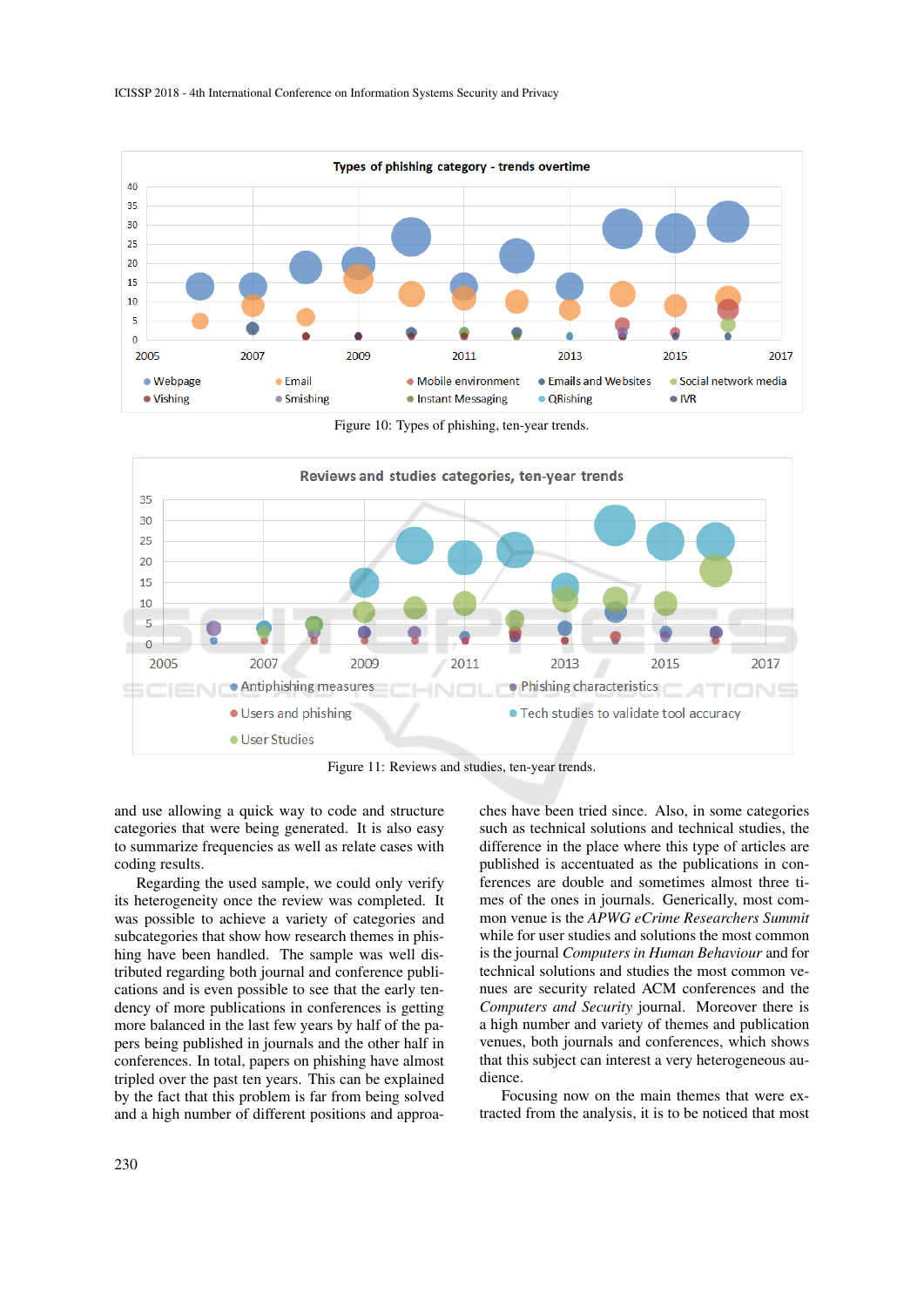Figure 10: Types of phishing, ten-year trends.

Figure 11: Reviews and studies, ten-year trends.

and use allowing a quick way to code and structure categories that were being generated. It is also easy to summarize frequencies as well as relate cases with coding results.

Regarding the used sample, we could only verify its heterogeneity once the review was completed. It was possible to achieve a variety of categories and subcategories that show how research themes in phishing have been handled. The sample was well distributed regarding both journal and conference publications and is even possible to see that the early tendency of more publications in conferences is getting more balanced in the last few years by half of the papers being published in journals and the other half in conferences. In total, papers on phishing have almost tripled over the past ten years. This can be explained by the fact that this problem is far from being solved and a high number of different positions and approaches have been tried since. Also, in some categories such as technical solutions and technical studies, the difference in the place where this type of articles are published is accentuated as the publications in conferences are double and sometimes almost three times of the ones in journals. Generically, most common venue is the *APWG eCrime Researchers Summit* while for user studies and solutions the most common is the journal *Computers in Human Behaviour* and for technical solutions and studies the most common venues are security related ACM conferences and the *Computers and Security* journal. Moreover there is a high number and variety of themes and publication venues, both journals and conferences, which shows that this subject can interest a very heterogeneous audience.

Focusing now on the main themes that were extracted from the analysis, it is to be noticed that most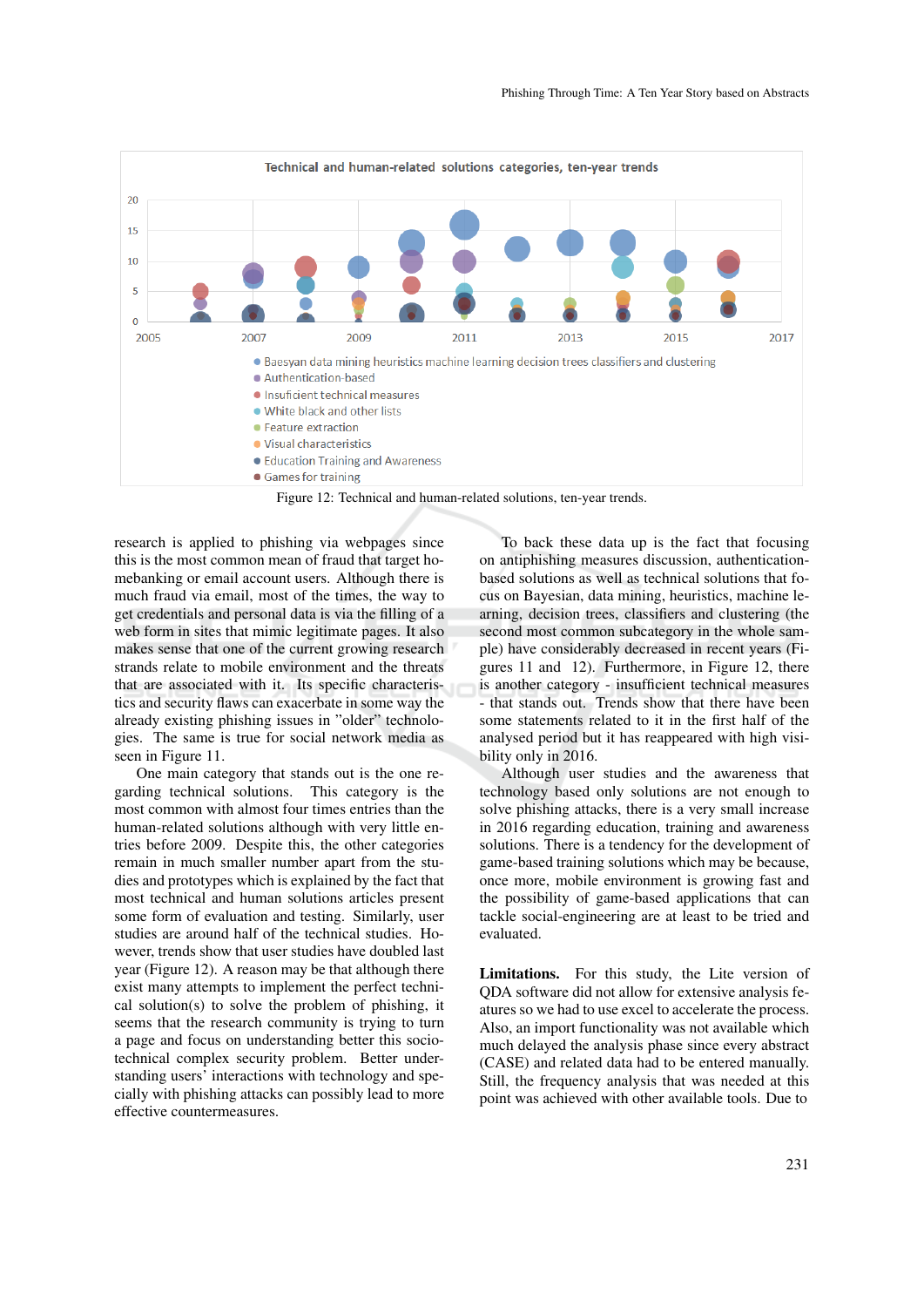Figure 12: Technical and human-related solutions, ten-year trends.

research is applied to phishing via webpages since this is the most common mean of fraud that target homebanking or email account users. Although there is much fraud via email, most of the times, the way to get credentials and personal data is via the filling of a web form in sites that mimic legitimate pages. It also makes sense that one of the current growing research strands relate to mobile environment and the threats that are associated with it. Its specific characteristics and security flaws can exacerbate in some way the already existing phishing issues in "older" technologies. The same is true for social network media as seen in Figure 11.

One main category that stands out is the one regarding technical solutions. This category is the most common with almost four times entries than the human-related solutions although with very little entries before 2009. Despite this, the other categories remain in much smaller number apart from the studies and prototypes which is explained by the fact that most technical and human solutions articles present some form of evaluation and testing. Similarly, user studies are around half of the technical studies. However, trends show that user studies have doubled last year (Figure 12). A reason may be that although there exist many attempts to implement the perfect technical solution(s) to solve the problem of phishing, it seems that the research community is trying to turn a page and focus on understanding better this socio-technical complex security problem. Better understanding users' interactions with technology and specially with phishing attacks can possibly lead to more effective countermeasures.

To back these data up is the fact that focusing on antiphishing measures discussion, authentication-based solutions as well as technical solutions that focus on Bayesian, data mining, heuristics, machine learning, decision trees, classifiers and clustering (the second most common subcategory in the whole sample) have considerably decreased in recent years (Figures 11 and 12). Furthermore, in Figure 12, there is another category - insufficient technical measures - that stands out. Trends show that there have been some statements related to it in the first half of the analysed period but it has reappeared with high visibility only in 2016.

Although user studies and the awareness that technology based only solutions are not enough to solve phishing attacks, there is a very small increase in 2016 regarding education, training and awareness solutions. There is a tendency for the development of game-based training solutions which may be because, once more, mobile environment is growing fast and the possibility of game-based applications that can tackle social-engineering are at least to be tried and evaluated.

**Limitations.** For this study, the Lite version of QDA software did not allow for extensive analysis features so we had to use excel to accelerate the process. Also, an import functionality was not available which much delayed the analysis phase since every abstract (CASE) and related data had to be entered manually. Still, the frequency analysis that was needed at this point was achieved with other available tools. Due to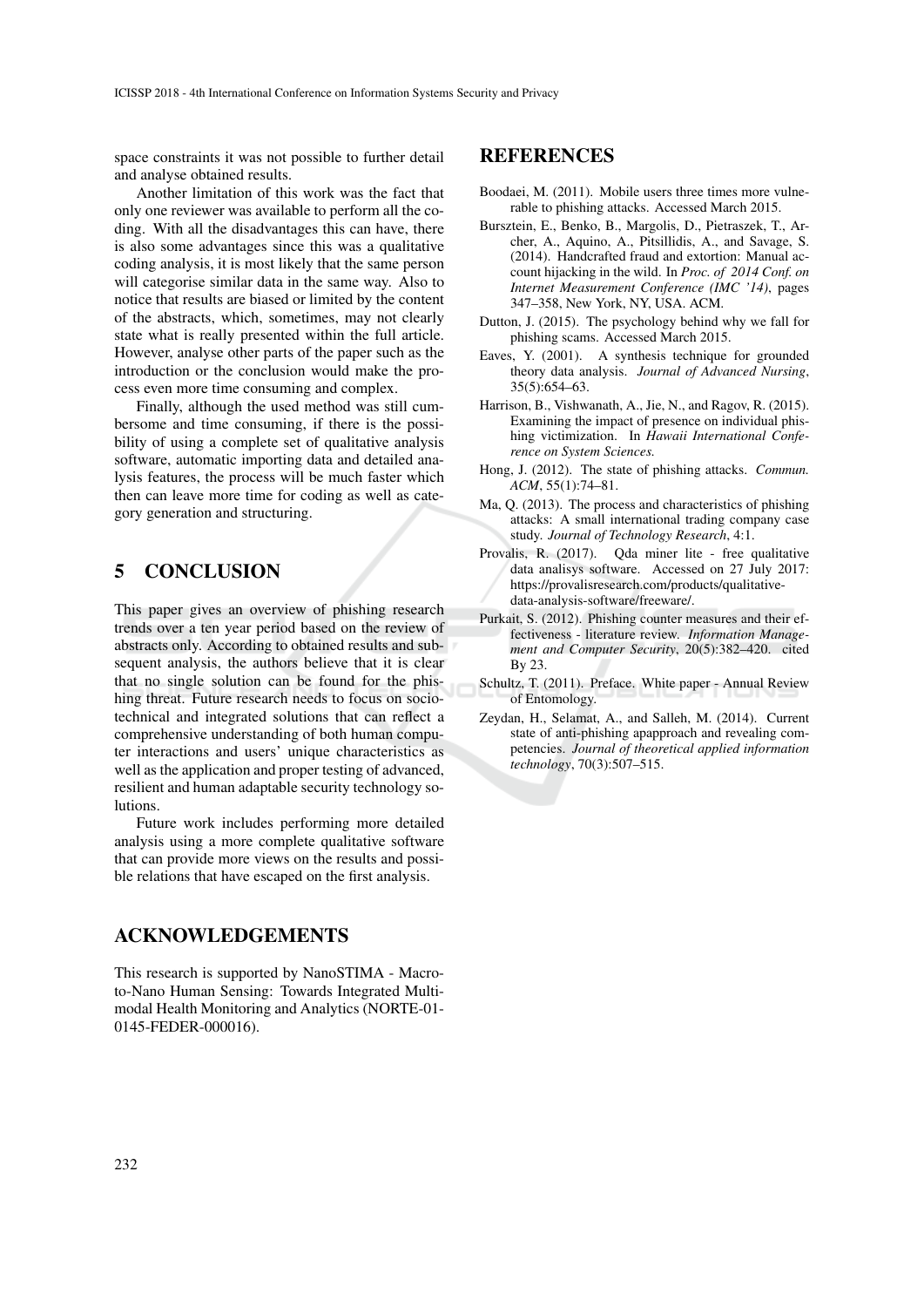space constraints it was not possible to further detail and analyse obtained results.

Another limitation of this work was the fact that only one reviewer was available to perform all the coding. With all the disadvantages this can have, there is also some advantages since this was a qualitative coding analysis, it is most likely that the same person will categorise similar data in the same way. Also to notice that results are biased or limited by the content of the abstracts, which, sometimes, may not clearly state what is really presented within the full article. However, analyse other parts of the paper such as the introduction or the conclusion would make the process even more time consuming and complex.

Finally, although the used method was still cumbersome and time consuming, if there is the possibility of using a complete set of qualitative analysis software, automatic importing data and detailed analysis features, the process will be much faster which then can leave more time for coding as well as category generation and structuring.

## 5 CONCLUSION

This paper gives an overview of phishing research trends over a ten year period based on the review of abstracts only. According to obtained results and subsequent analysis, the authors believe that it is clear that no single solution can be found for the phishing threat. Future research needs to focus on socio-technical and integrated solutions that can reflect a comprehensive understanding of both human computer interactions and users' unique characteristics as well as the application and proper testing of advanced, resilient and human adaptable security technology solutions.

Future work includes performing more detailed analysis using a more complete qualitative software that can provide more views on the results and possible relations that have escaped on the first analysis.

## ACKNOWLEDGEMENTS

This research is supported by NanoSTIMA - Macro-to-Nano Human Sensing: Towards Integrated Multimodal Health Monitoring and Analytics (NORTE-01-0145-FEDER-000016).

## REFERENCES

Boodaei, M. (2011). Mobile users three times more vulnerable to phishing attacks. Accessed March 2015.

Bursztein, E., Benko, B., Margolis, D., Pietraszek, T., Archer, A., Aquino, A., Pitsillidis, A., and Savage, S. (2014). Handcrafted fraud and extortion: Manual account hijacking in the wild. In *Proc. of 2014 Conf. on Internet Measurement Conference (IMC '14)*, pages 347–358, New York, NY, USA. ACM.

Dutton, J. (2015). The psychology behind why we fall for phishing scams. Accessed March 2015.

Eaves, Y. (2001). A synthesis technique for grounded theory data analysis. *Journal of Advanced Nursing*, 35(5):654–63.

Harrison, B., Vishwanath, A., Jie, N., and Ragov, R. (2015). Examining the impact of presence on individual phishing victimization. In *Hawaii International Conference on System Sciences.*

Hong, J. (2012). The state of phishing attacks. *Commun. ACM*, 55(1):74–81.

Ma, Q. (2013). The process and characteristics of phishing attacks: A small international trading company case study. *Journal of Technology Research*, 4:1.

Provalis, R. (2017). Qda miner lite - free qualitative data analisys software. Accessed on 27 July 2017: https://provalisresearch.com/products/qualitative-data-analysis-software/freeware/.

Purkait, S. (2012). Phishing counter measures and their effectiveness - literature review. *Information Management and Computer Security*, 20(5):382–420. cited By 23.

Schultz, T. (2011). Preface. White paper - Annual Review of Entomology.

Zeydan, H., Selamat, A., and Salleh, M. (2014). Current state of anti-phishing apapproach and revealing competencies. *Journal of theoretical applied information technology*, 70(3):507–515.